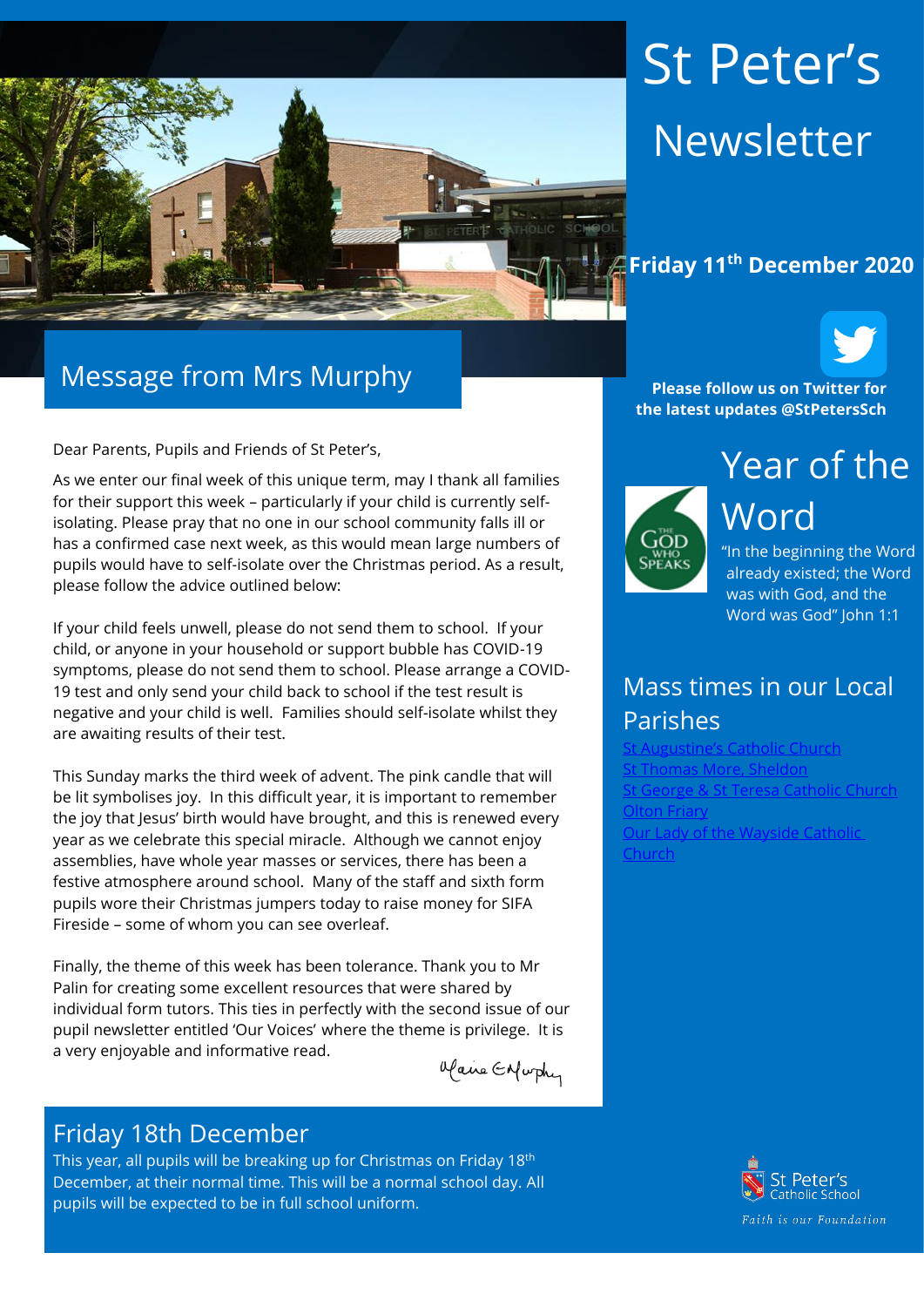# St Peter's Newsletter

**Friday 11th December 2020**

## Message from Mrs Murphy

Dear Parents, Pupils and Friends of St Peter's,

As we enter our final week of this unique term, may I thank all families for their support this week – particularly if your child is currently self-isolating. Please pray that no one in our school community falls ill or has a confirmed case next week, as this would mean large numbers of pupils would have to self-isolate over the Christmas period. As a result, please follow the advice outlined below:

If your child feels unwell, please do not send them to school. If your child, or anyone in your household or support bubble has COVID-19 symptoms, please do not send them to school. Please arrange a COVID-19 test and only send your child back to school if the test result is negative and your child is well. Families should self-isolate whilst they are awaiting results of their test.

This Sunday marks the third week of advent. The pink candle that will be lit symbolises joy. In this difficult year, it is important to remember the joy that Jesus' birth would have brought, and this is renewed every year as we celebrate this special miracle. Although we cannot enjoy assemblies, have whole year masses or services, there has been a festive atmosphere around school. Many of the staff and sixth form pupils wore their Christmas jumpers today to raise money for SIFA Fireside – some of whom you can see overleaf.

Finally, the theme of this week has been tolerance. Thank you to Mr Palin for creating some excellent resources that were shared by individual form tutors. This ties in perfectly with the second issue of our pupil newsletter entitled 'Our Voices' where the theme is privilege. It is a very enjoyable and informative read.

Claire E Murphy

## Friday 18th December

This year, all pupils will be breaking up for Christmas on Friday 18th December, at their normal time. This will be a normal school day. All pupils will be expected to be in full school uniform.

**Please follow us on Twitter for the latest updates @StPetersSch**

## Year of the Word

"In the beginning the Word already existed; the Word was with God, and the Word was God" John 1:1

## Mass times in our Local Parishes

- St Augustine's Catholic Church
- St Thomas More, Sheldon
- St George & St Teresa Catholic Church
- Olton Friary
- Our Lady of the Wayside Catholic Church

St Peter's Catholic School

*Faith is our Foundation*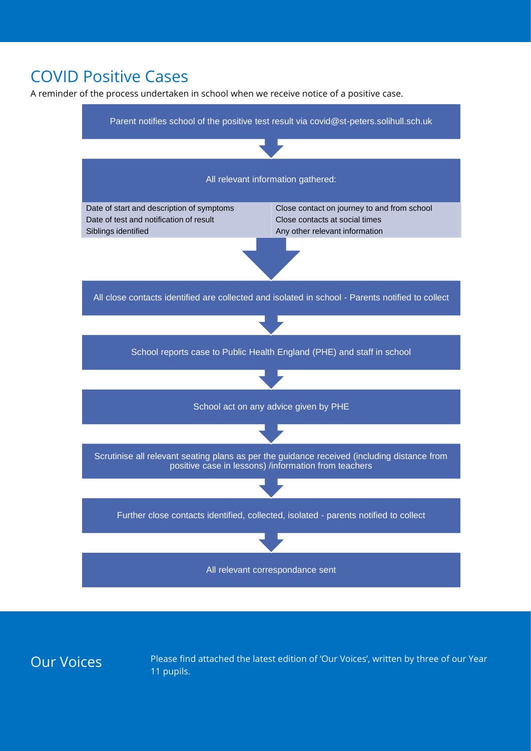## COVID Positive Cases

A reminder of the process undertaken in school when we receive notice of a positive case.

Parent notifies school of the positive test result via covid@st-peters.solihull.sch.uk

↓

All relevant information gathered:

| | |
|---|---|
| Date of start and description of symptoms | Close contact on journey to and from school |
| Date of test and notification of result | Close contacts at social times |
| Siblings identified | Any other relevant information |

↓

All close contacts identified are collected and isolated in school - Parents notified to collect

↓

School reports case to Public Health England (PHE) and staff in school

↓

School act on any advice given by PHE

↓

Scrutinise all relevant seating plans as per the guidance received (including distance from positive case in lessons) /information from teachers

↓

Further close contacts identified, collected, isolated - parents notified to collect

↓

All relevant correspondance sent

## Our Voices

Please find attached the latest edition of 'Our Voices', written by three of our Year 11 pupils.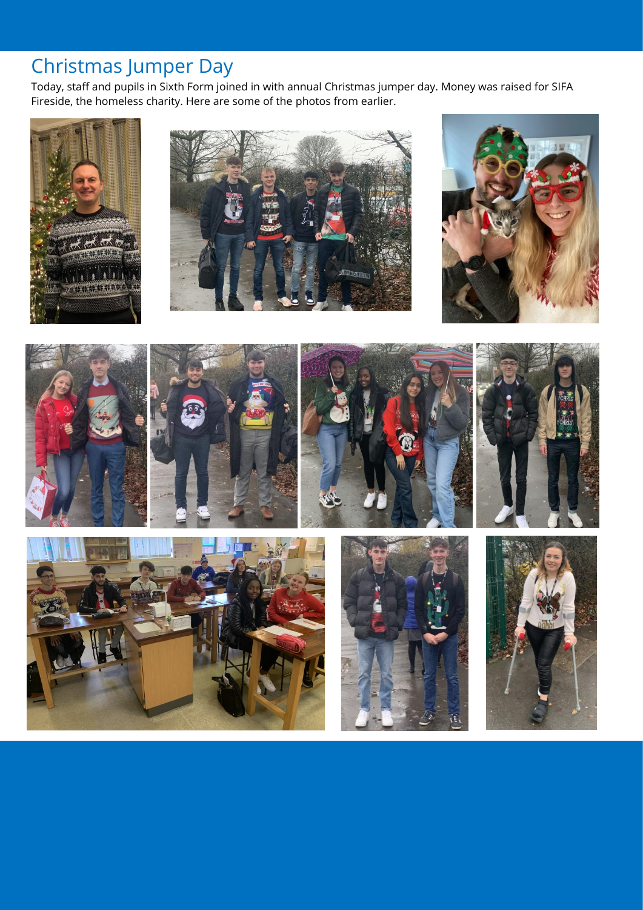## Christmas Jumper Day

Today, staff and pupils in Sixth Form joined in with annual Christmas jumper day. Money was raised for SIFA Fireside, the homeless charity. Here are some of the photos from earlier.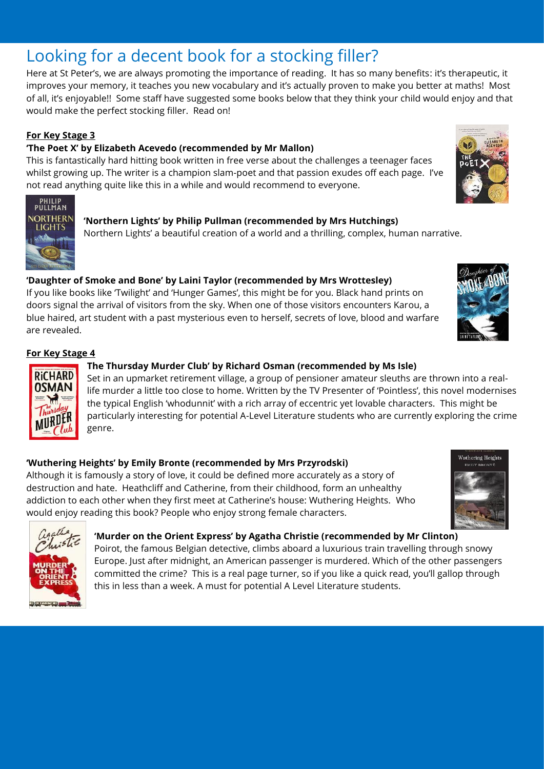# Looking for a decent book for a stocking filler?

Here at St Peter's, we are always promoting the importance of reading. It has so many benefits: it's therapeutic, it improves your memory, it teaches you new vocabulary and it's actually proven to make you better at maths! Most of all, it's enjoyable!! Some staff have suggested some books below that they think your child would enjoy and that would make the perfect stocking filler. Read on!

**For Key Stage 3**

**'The Poet X' by Elizabeth Acevedo (recommended by Mr Mallon)**

This is fantastically hard hitting book written in free verse about the challenges a teenager faces whilst growing up. The writer is a champion slam-poet and that passion exudes off each page. I've not read anything quite like this in a while and would recommend to everyone.

**'Northern Lights' by Philip Pullman (recommended by Mrs Hutchings)**

Northern Lights' a beautiful creation of a world and a thrilling, complex, human narrative.

**'Daughter of Smoke and Bone' by Laini Taylor (recommended by Mrs Wrottesley)**

If you like books like 'Twilight' and 'Hunger Games', this might be for you. Black hand prints on doors signal the arrival of visitors from the sky. When one of those visitors encounters Karou, a blue haired, art student with a past mysterious even to herself, secrets of love, blood and warfare are revealed.

**For Key Stage 4**

**The Thursday Murder Club' by Richard Osman (recommended by Ms Isle)**

Set in an upmarket retirement village, a group of pensioner amateur sleuths are thrown into a real-life murder a little too close to home. Written by the TV Presenter of 'Pointless', this novel modernises the typical English 'whodunnit' with a rich array of eccentric yet lovable characters. This might be particularly interesting for potential A-Level Literature students who are currently exploring the crime genre.

**'Wuthering Heights' by Emily Bronte (recommended by Mrs Przyrodski)**

Although it is famously a story of love, it could be defined more accurately as a story of destruction and hate. Heathcliff and Catherine, from their childhood, form an unhealthy addiction to each other when they first meet at Catherine's house: Wuthering Heights. Who would enjoy reading this book? People who enjoy strong female characters.

**'Murder on the Orient Express' by Agatha Christie (recommended by Mr Clinton)**

Poirot, the famous Belgian detective, climbs aboard a luxurious train travelling through snowy Europe. Just after midnight, an American passenger is murdered. Which of the other passengers committed the crime? This is a real page turner, so if you like a quick read, you'll gallop through this in less than a week. A must for potential A Level Literature students.